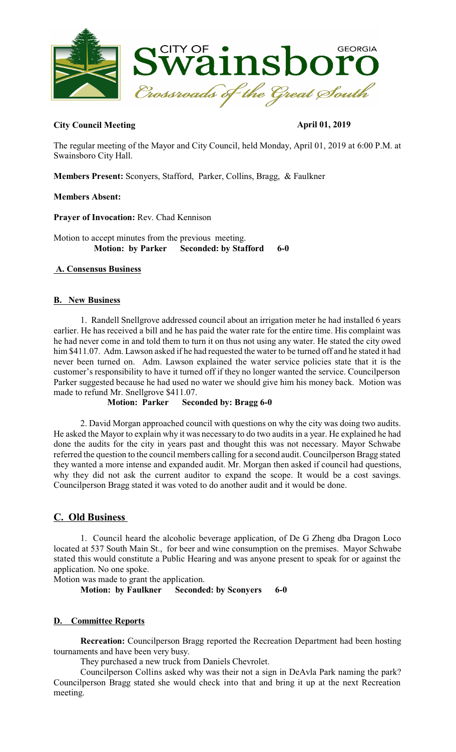**City Council Meeting** **April 01, 2019**

The regular meeting of the Mayor and City Council, held Monday, April 01, 2019 at 6:00 P.M. at Swainsboro City Hall.

**Members Present:** Sconyers, Stafford, Parker, Collins, Bragg, & Faulkner

**Members Absent:**

**Prayer of Invocation:** Rev. Chad Kennison

Motion to accept minutes from the previous meeting.
**Motion: by Parker Seconded: by Stafford 6-0**

## A. Consensus Business

## B. New Business

1. Randell Snellgrove addressed council about an irrigation meter he had installed 6 years earlier. He has received a bill and he has paid the water rate for the entire time. His complaint was he had never come in and told them to turn it on thus not using any water. He stated the city owed him $411.07. Adm. Lawson asked if he had requested the water to be turned off and he stated it had never been turned on. Adm. Lawson explained the water service policies state that it is the customer's responsibility to have it turned off if they no longer wanted the service. Councilperson Parker suggested because he had used no water we should give him his money back. Motion was made to refund Mr. Snellgrove $411.07.

**Motion: Parker Seconded by: Bragg 6-0**

2. David Morgan approached council with questions on why the city was doing two audits. He asked the Mayor to explain why it was necessary to do two audits in a year. He explained he had done the audits for the city in years past and thought this was not necessary. Mayor Schwabe referred the question to the council members calling for a second audit. Councilperson Bragg stated they wanted a more intense and expanded audit. Mr. Morgan then asked if council had questions, why they did not ask the current auditor to expand the scope. It would be a cost savings. Councilperson Bragg stated it was voted to do another audit and it would be done.

## C. Old Business

1. Council heard the alcoholic beverage application, of De G Zheng dba Dragon Loco located at 537 South Main St., for beer and wine consumption on the premises. Mayor Schwabe stated this would constitute a Public Hearing and was anyone present to speak for or against the application. No one spoke.

Motion was made to grant the application.

**Motion: by Faulkner Seconded: by Sconyers 6-0**

## D. Committee Reports

**Recreation:** Councilperson Bragg reported the Recreation Department had been hosting tournaments and have been very busy.

They purchased a new truck from Daniels Chevrolet.

Councilperson Collins asked why was their not a sign in DeAvla Park naming the park? Councilperson Bragg stated she would check into that and bring it up at the next Recreation meeting.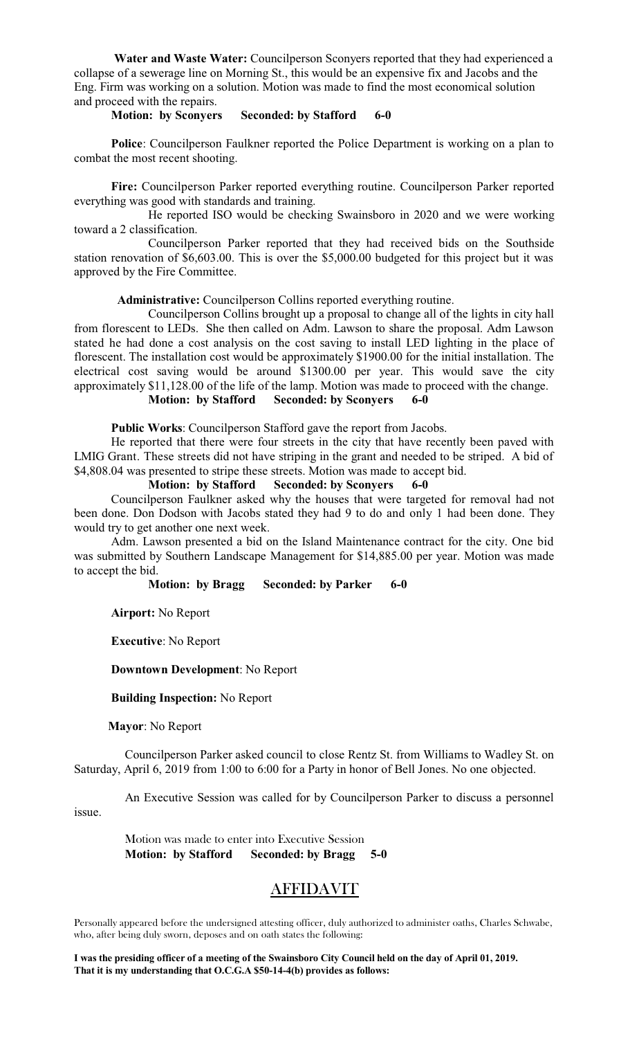**Water and Waste Water:** Councilperson Sconyers reported that they had experienced a collapse of a sewerage line on Morning St., this would be an expensive fix and Jacobs and the Eng. Firm was working on a solution. Motion was made to find the most economical solution and proceed with the repairs.

**Motion: by Sconyers Seconded: by Stafford 6-0**

**Police**: Councilperson Faulkner reported the Police Department is working on a plan to combat the most recent shooting.

**Fire:** Councilperson Parker reported everything routine. Councilperson Parker reported everything was good with standards and training.

He reported ISO would be checking Swainsboro in 2020 and we were working toward a 2 classification.

Councilperson Parker reported that they had received bids on the Southside station renovation of $6,603.00. This is over the $5,000.00 budgeted for this project but it was approved by the Fire Committee.

**Administrative:** Councilperson Collins reported everything routine.

Councilperson Collins brought up a proposal to change all of the lights in city hall from florescent to LEDs. She then called on Adm. Lawson to share the proposal. Adm Lawson stated he had done a cost analysis on the cost saving to install LED lighting in the place of florescent. The installation cost would be approximately $1900.00 for the initial installation. The electrical cost saving would be around $1300.00 per year. This would save the city approximately $11,128.00 of the life of the lamp. Motion was made to proceed with the change.

**Motion: by Stafford Seconded: by Sconyers 6-0**

**Public Works**: Councilperson Stafford gave the report from Jacobs.

He reported that there were four streets in the city that have recently been paved with LMIG Grant. These streets did not have striping in the grant and needed to be striped. A bid of $4,808.04 was presented to stripe these streets. Motion was made to accept bid.

**Motion: by Stafford Seconded: by Sconyers 6-0**

Councilperson Faulkner asked why the houses that were targeted for removal had not been done. Don Dodson with Jacobs stated they had 9 to do and only 1 had been done. They would try to get another one next week.

Adm. Lawson presented a bid on the Island Maintenance contract for the city. One bid was submitted by Southern Landscape Management for $14,885.00 per year. Motion was made to accept the bid.

**Motion: by Bragg Seconded: by Parker 6-0**

**Airport:** No Report

**Executive**: No Report

**Downtown Development**: No Report

**Building Inspection:** No Report

**Mayor**: No Report

Councilperson Parker asked council to close Rentz St. from Williams to Wadley St. on Saturday, April 6, 2019 from 1:00 to 6:00 for a Party in honor of Bell Jones. No one objected.

An Executive Session was called for by Councilperson Parker to discuss a personnel issue.

Motion was made to enter into Executive Session
**Motion: by Stafford Seconded: by Bragg 5-0**

## AFFIDAVIT

Personally appeared before the undersigned attesting officer, duly authorized to administer oaths, Charles Schwabe, who, after being duly sworn, deposes and on oath states the following:

**I was the presiding officer of a meeting of the Swainsboro City Council held on the day of April 01, 2019. That it is my understanding that O.C.G.A $50-14-4(b) provides as follows:**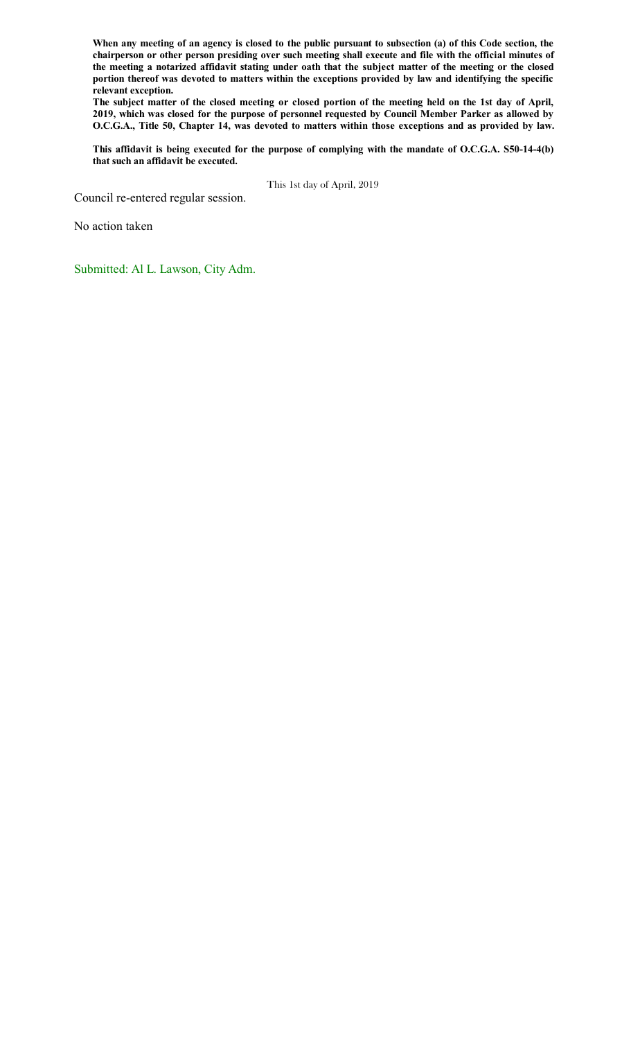**When any meeting of an agency is closed to the public pursuant to subsection (a) of this Code section, the chairperson or other person presiding over such meeting shall execute and file with the official minutes of the meeting a notarized affidavit stating under oath that the subject matter of the meeting or the closed portion thereof was devoted to matters within the exceptions provided by law and identifying the specific relevant exception.**

**The subject matter of the closed meeting or closed portion of the meeting held on the 1st day of April, 2019, which was closed for the purpose of personnel requested by Council Member Parker as allowed by O.C.G.A., Title 50, Chapter 14, was devoted to matters within those exceptions and as provided by law.**

**This affidavit is being executed for the purpose of complying with the mandate of O.C.G.A. S50-14-4(b) that such an affidavit be executed.**

This 1st day of April, 2019

Council re-entered regular session.

No action taken

Submitted: Al L. Lawson, City Adm.